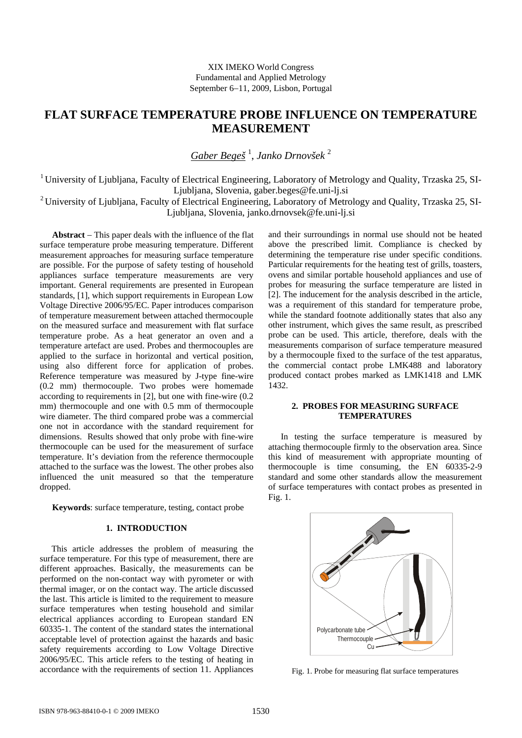XIX IMEKO World Congress
Fundamental and Applied Metrology
September 6−11, 2009, Lisbon, Portugal

# FLAT SURFACE TEMPERATURE PROBE INFLUENCE ON TEMPERATURE MEASUREMENT

*Gaber Begeš* [1], *Janko Drnovšek* [2]

[1] University of Ljubljana, Faculty of Electrical Engineering, Laboratory of Metrology and Quality, Trzaska 25, SI-Ljubljana, Slovenia, gaber.beges@fe.uni-lj.si

[2] University of Ljubljana, Faculty of Electrical Engineering, Laboratory of Metrology and Quality, Trzaska 25, SI-Ljubljana, Slovenia, janko.drnovsek@fe.uni-lj.si

**Abstract** – This paper deals with the influence of the flat surface temperature probe measuring temperature. Different measurement approaches for measuring surface temperature are possible. For the purpose of safety testing of household appliances surface temperature measurements are very important. General requirements are presented in European standards, [1], which support requirements in European Low Voltage Directive 2006/95/EC. Paper introduces comparison of temperature measurement between attached thermocouple on the measured surface and measurement with flat surface temperature probe. As a heat generator an oven and a temperature artefact are used. Probes and thermocouples are applied to the surface in horizontal and vertical position, using also different force for application of probes. Reference temperature was measured by J-type fine-wire (0.2 mm) thermocouple. Two probes were homemade according to requirements in [2], but one with fine-wire (0.2 mm) thermocouple and one with 0.5 mm of thermocouple wire diameter. The third compared probe was a commercial one not in accordance with the standard requirement for dimensions. Results showed that only probe with fine-wire thermocouple can be used for the measurement of surface temperature. It's deviation from the reference thermocouple attached to the surface was the lowest. The other probes also influenced the unit measured so that the temperature dropped.

**Keywords**: surface temperature, testing, contact probe

## 1. INTRODUCTION

This article addresses the problem of measuring the surface temperature. For this type of measurement, there are different approaches. Basically, the measurements can be performed on the non-contact way with pyrometer or with thermal imager, or on the contact way. The article discussed the last. This article is limited to the requirement to measure surface temperatures when testing household and similar electrical appliances according to European standard EN 60335-1. The content of the standard states the international acceptable level of protection against the hazards and basic safety requirements according to Low Voltage Directive 2006/95/EC. This article refers to the testing of heating in accordance with the requirements of section 11. Appliances and their surroundings in normal use should not be heated above the prescribed limit. Compliance is checked by determining the temperature rise under specific conditions. Particular requirements for the heating test of grills, toasters, ovens and similar portable household appliances and use of probes for measuring the surface temperature are listed in [2]. The inducement for the analysis described in the article, was a requirement of this standard for temperature probe, while the standard footnote additionally states that also any other instrument, which gives the same result, as prescribed probe can be used. This article, therefore, deals with the measurements comparison of surface temperature measured by a thermocouple fixed to the surface of the test apparatus, the commercial contact probe LMK488 and laboratory produced contact probes marked as LMK1418 and LMK 1432.

## 2. PROBES FOR MEASURING SURFACE TEMPERATURES

In testing the surface temperature is measured by attaching thermocouple firmly to the observation area. Since this kind of measurement with appropriate mounting of thermocouple is time consuming, the EN 60335-2-9 standard and some other standards allow the measurement of surface temperatures with contact probes as presented in Fig. 1.

Polycarbonate tube
Thermocouple
Cu

Fig. 1. Probe for measuring flat surface temperatures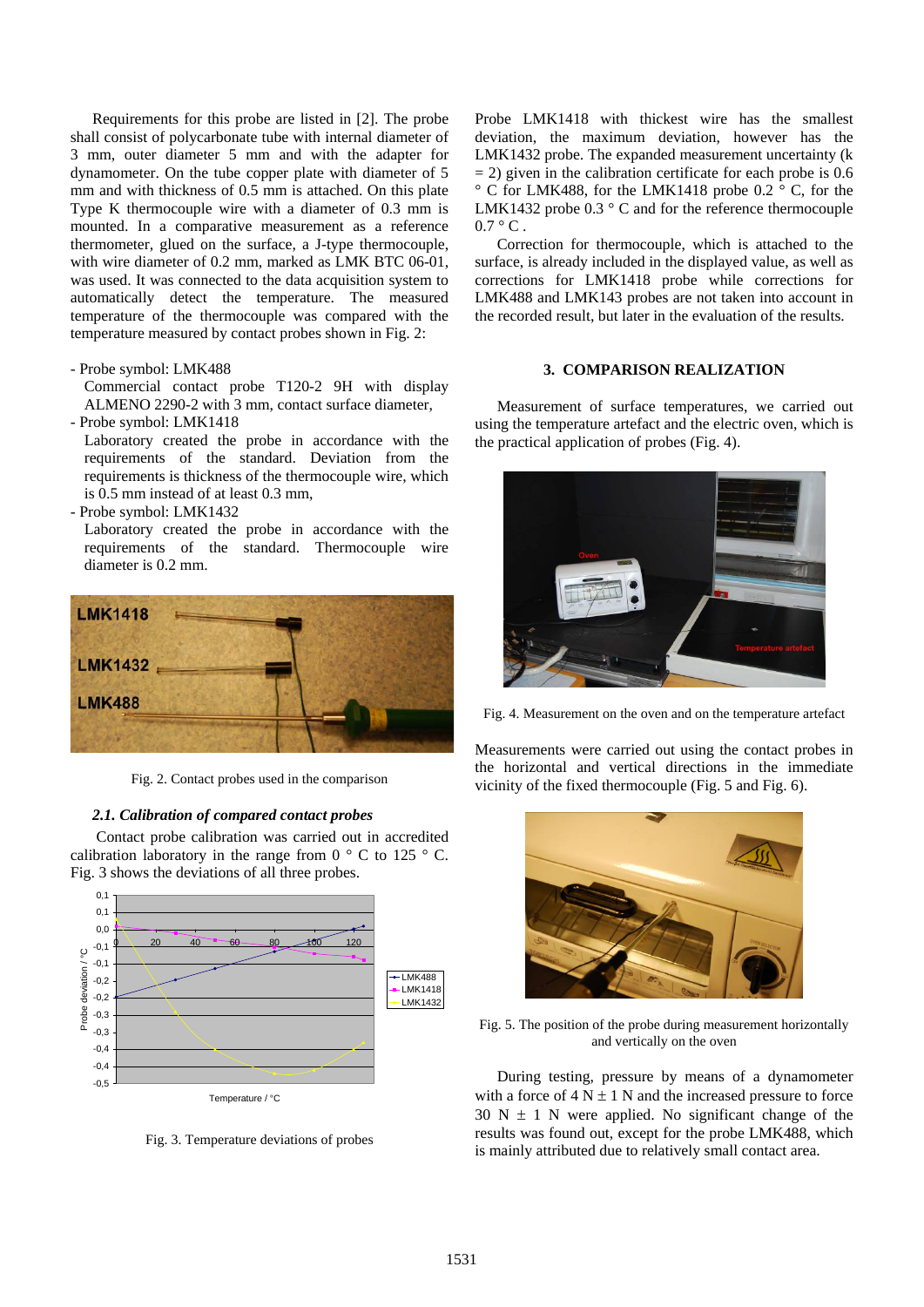Requirements for this probe are listed in [2]. The probe shall consist of polycarbonate tube with internal diameter of 3 mm, outer diameter 5 mm and with the adapter for dynamometer. On the tube copper plate with diameter of 5 mm and with thickness of 0.5 mm is attached. On this plate Type K thermocouple wire with a diameter of 0.3 mm is mounted. In a comparative measurement as a reference thermometer, glued on the surface, a J-type thermocouple, with wire diameter of 0.2 mm, marked as LMK BTC 06-01, was used. It was connected to the data acquisition system to automatically detect the temperature. The measured temperature of the thermocouple was compared with the temperature measured by contact probes shown in Fig. 2:

- Probe symbol: LMK488
  Commercial contact probe T120-2 9H with display ALMENO 2290-2 with 3 mm, contact surface diameter,
- Probe symbol: LMK1418
  Laboratory created the probe in accordance with the requirements of the standard. Deviation from the requirements is thickness of the thermocouple wire, which is 0.5 mm instead of at least 0.3 mm,
- Probe symbol: LMK1432
  Laboratory created the probe in accordance with the requirements of the standard. Thermocouple wire diameter is 0.2 mm.

Fig. 2. Contact probes used in the comparison

### *2.1. Calibration of compared contact probes*

Contact probe calibration was carried out in accredited calibration laboratory in the range from 0 ° C to 125 ° C. Fig. 3 shows the deviations of all three probes.

Fig. 3. Temperature deviations of probes

Probe LMK1418 with thickest wire has the smallest deviation, the maximum deviation, however has the LMK1432 probe. The expanded measurement uncertainty (k = 2) given in the calibration certificate for each probe is 0.6 ° C for LMK488, for the LMK1418 probe 0.2 ° C, for the LMK1432 probe 0.3 ° C and for the reference thermocouple 0.7 ° C .

Correction for thermocouple, which is attached to the surface, is already included in the displayed value, as well as corrections for LMK1418 probe while corrections for LMK488 and LMK143 probes are not taken into account in the recorded result, but later in the evaluation of the results.

## 3. COMPARISON REALIZATION

Measurement of surface temperatures, we carried out using the temperature artefact and the electric oven, which is the practical application of probes (Fig. 4).

Fig. 4. Measurement on the oven and on the temperature artefact

Measurements were carried out using the contact probes in the horizontal and vertical directions in the immediate vicinity of the fixed thermocouple (Fig. 5 and Fig. 6).

Fig. 5. The position of the probe during measurement horizontally and vertically on the oven

During testing, pressure by means of a dynamometer with a force of 4 N ± 1 N and the increased pressure to force 30 N ± 1 N were applied. No significant change of the results was found out, except for the probe LMK488, which is mainly attributed due to relatively small contact area.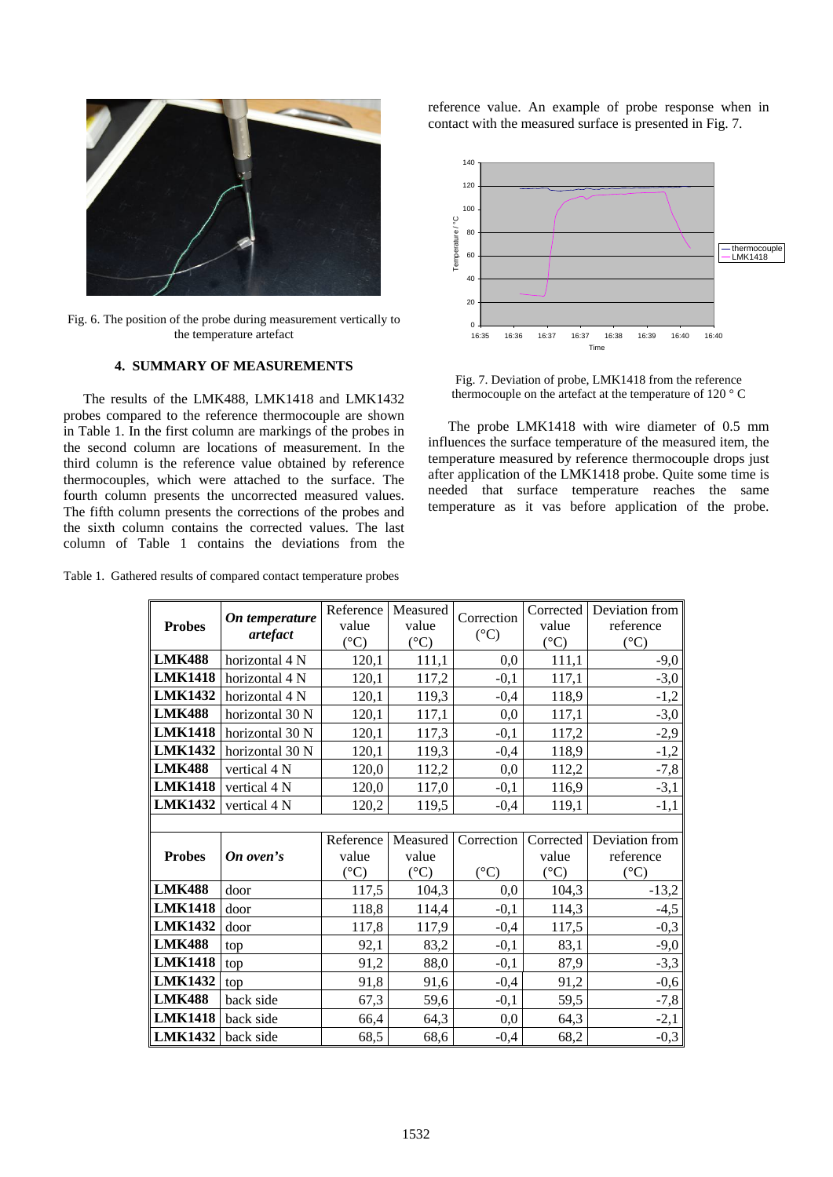Fig. 6. The position of the probe during measurement vertically to the temperature artefact

## 4. SUMMARY OF MEASUREMENTS

The results of the LMK488, LMK1418 and LMK1432 probes compared to the reference thermocouple are shown in Table 1. In the first column are markings of the probes in the second column are locations of measurement. In the third column is the reference value obtained by reference thermocouples, which were attached to the surface. The fourth column presents the uncorrected measured values. The fifth column presents the corrections of the probes and the sixth column contains the corrected values. The last column of Table 1 contains the deviations from the reference value. An example of probe response when in contact with the measured surface is presented in Fig. 7.

Fig. 7. Deviation of probe, LMK1418 from the reference thermocouple on the artefact at the temperature of 120 ° C

The probe LMK1418 with wire diameter of 0.5 mm influences the surface temperature of the measured item, the temperature measured by reference thermocouple drops just after application of the LMK1418 probe. Quite some time is needed that surface temperature reaches the same temperature as it vas before application of the probe.

Table 1. Gathered results of compared contact temperature probes

| Probes | *On temperature artefact* | Reference value (°C) | Measured value (°C) | Correction (°C) | Corrected value (°C) | Deviation from reference (°C) |
|---|---|---|---|---|---|---|
| **LMK488** | horizontal 4 N | 120,1 | 111,1 | 0,0 | 111,1 | -9,0 |
| **LMK1418** | horizontal 4 N | 120,1 | 117,2 | -0,1 | 117,1 | -3,0 |
| **LMK1432** | horizontal 4 N | 120,1 | 119,3 | -0,4 | 118,9 | -1,2 |
| **LMK488** | horizontal 30 N | 120,1 | 117,1 | 0,0 | 117,1 | -3,0 |
| **LMK1418** | horizontal 30 N | 120,1 | 117,3 | -0,1 | 117,2 | -2,9 |
| **LMK1432** | horizontal 30 N | 120,1 | 119,3 | -0,4 | 118,9 | -1,2 |
| **LMK488** | vertical 4 N | 120,0 | 112,2 | 0,0 | 112,2 | -7,8 |
| **LMK1418** | vertical 4 N | 120,0 | 117,0 | -0,1 | 116,9 | -3,1 |
| **LMK1432** | vertical 4 N | 120,2 | 119,5 | -0,4 | 119,1 | -1,1 |
| | | | | | | |
| **Probes** | *On oven's* | Reference value (°C) | Measured value (°C) | Correction (°C) | Corrected value (°C) | Deviation from reference (°C) |
| **LMK488** | door | 117,5 | 104,3 | 0,0 | 104,3 | -13,2 |
| **LMK1418** | door | 118,8 | 114,4 | -0,1 | 114,3 | -4,5 |
| **LMK1432** | door | 117,8 | 117,9 | -0,4 | 117,5 | -0,3 |
| **LMK488** | top | 92,1 | 83,2 | -0,1 | 83,1 | -9,0 |
| **LMK1418** | top | 91,2 | 88,0 | -0,1 | 87,9 | -3,3 |
| **LMK1432** | top | 91,8 | 91,6 | -0,4 | 91,2 | -0,6 |
| **LMK488** | back side | 67,3 | 59,6 | -0,1 | 59,5 | -7,8 |
| **LMK1418** | back side | 66,4 | 64,3 | 0,0 | 64,3 | -2,1 |
| **LMK1432** | back side | 68,5 | 68,6 | -0,4 | 68,2 | -0,3 |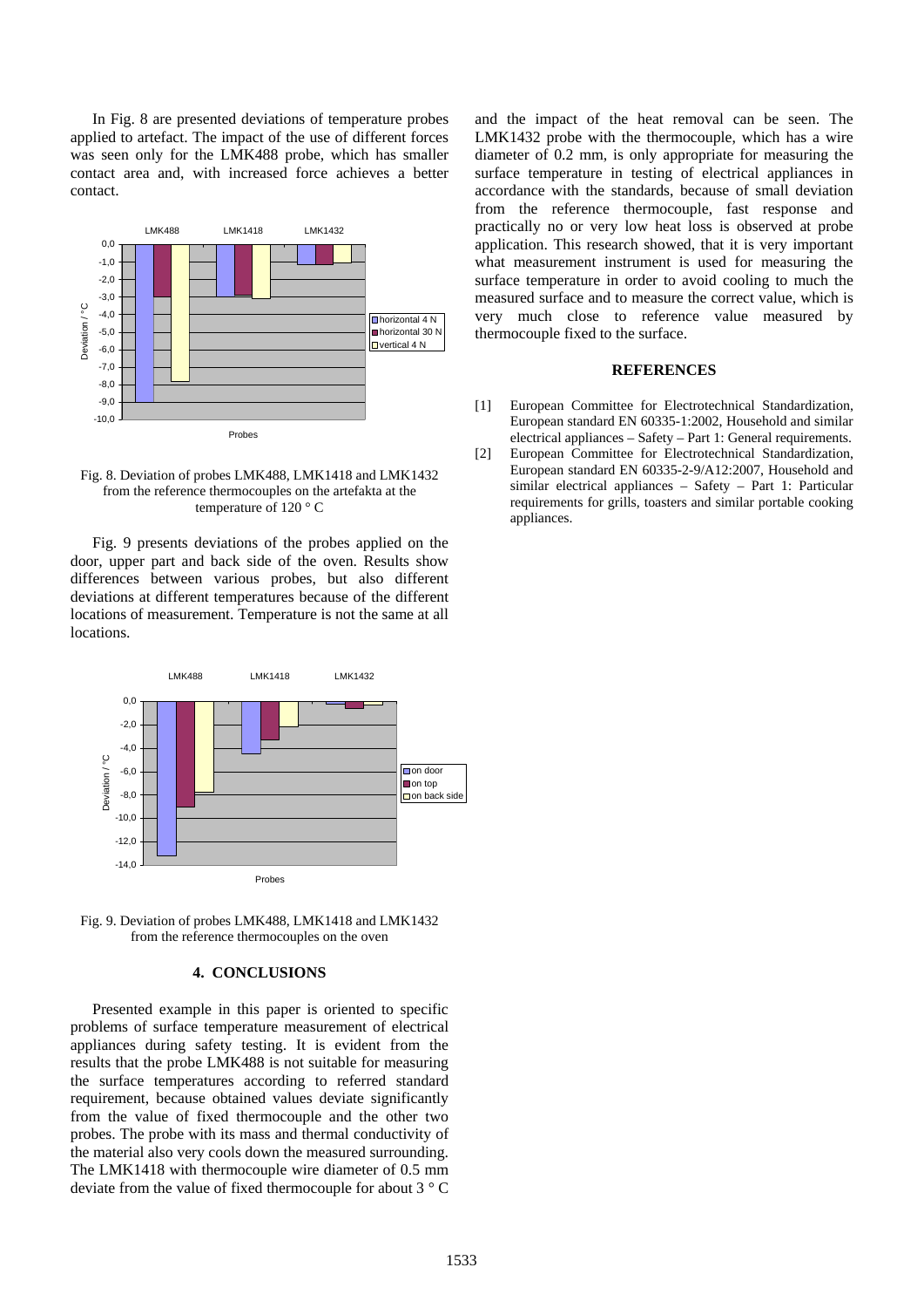In Fig. 8 are presented deviations of temperature probes applied to artefact. The impact of the use of different forces was seen only for the LMK488 probe, which has smaller contact area and, with increased force achieves a better contact.

LMK488 LMK1418 LMK1432

0,0
-1,0
-2,0
-3,0
-4,0
-5,0
-6,0
-7,0
-8,0
-9,0
-10,0

Deviation / °C

Probes

horizontal 4 N
horizontal 30 N
vertical 4 N

Fig. 8. Deviation of probes LMK488, LMK1418 and LMK1432 from the reference thermocouples on the artefakta at the temperature of 120 ° C

Fig. 9 presents deviations of the probes applied on the door, upper part and back side of the oven. Results show differences between various probes, but also different deviations at different temperatures because of the different locations of measurement. Temperature is not the same at all locations.

LMK488 LMK1418 LMK1432

0,0
-2,0
-4,0
-6,0
-8,0
-10,0
-12,0
-14,0

Deviation / °C

Probes

on door
on top
on back side

Fig. 9. Deviation of probes LMK488, LMK1418 and LMK1432 from the reference thermocouples on the oven

## 4. CONCLUSIONS

Presented example in this paper is oriented to specific problems of surface temperature measurement of electrical appliances during safety testing. It is evident from the results that the probe LMK488 is not suitable for measuring the surface temperatures according to referred standard requirement, because obtained values deviate significantly from the value of fixed thermocouple and the other two probes. The probe with its mass and thermal conductivity of the material also very cools down the measured surrounding. The LMK1418 with thermocouple wire diameter of 0.5 mm deviate from the value of fixed thermocouple for about 3 ° C and the impact of the heat removal can be seen. The LMK1432 probe with the thermocouple, which has a wire diameter of 0.2 mm, is only appropriate for measuring the surface temperature in testing of electrical appliances in accordance with the standards, because of small deviation from the reference thermocouple, fast response and practically no or very low heat loss is observed at probe application. This research showed, that it is very important what measurement instrument is used for measuring the surface temperature in order to avoid cooling to much the measured surface and to measure the correct value, which is very much close to reference value measured by thermocouple fixed to the surface.

## REFERENCES

[1] European Committee for Electrotechnical Standardization, European standard EN 60335-1:2002, Household and similar electrical appliances – Safety – Part 1: General requirements.

[2] European Committee for Electrotechnical Standardization, European standard EN 60335-2-9/A12:2007, Household and similar electrical appliances – Safety – Part 1: Particular requirements for grills, toasters and similar portable cooking appliances.